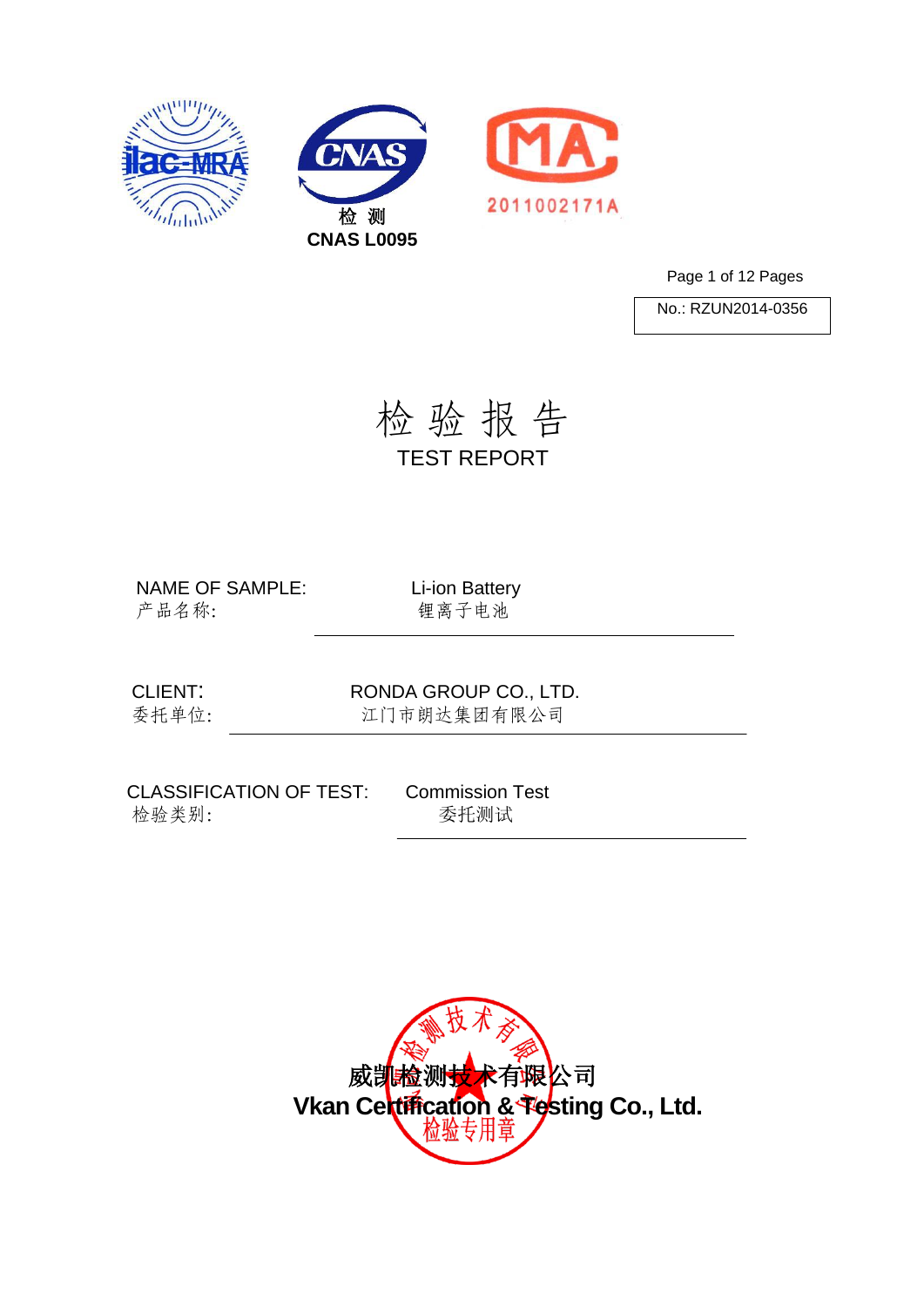CNAS L0095

2011002171A

No.: RZUN2014-0356

# 检 验 报 告

# TEST REPORT

NAME OF SAMPLE: Li-ion Battery
产品名称: 锂离子电池

CLIENT: RONDA GROUP CO., LTD.
委托单位: 江门市朗达集团有限公司

CLASSIFICATION OF TEST: Commission Test
检验类别: 委托测试

威凯检测技术有限公司
**Vkan Certification & Testing Co., Ltd.**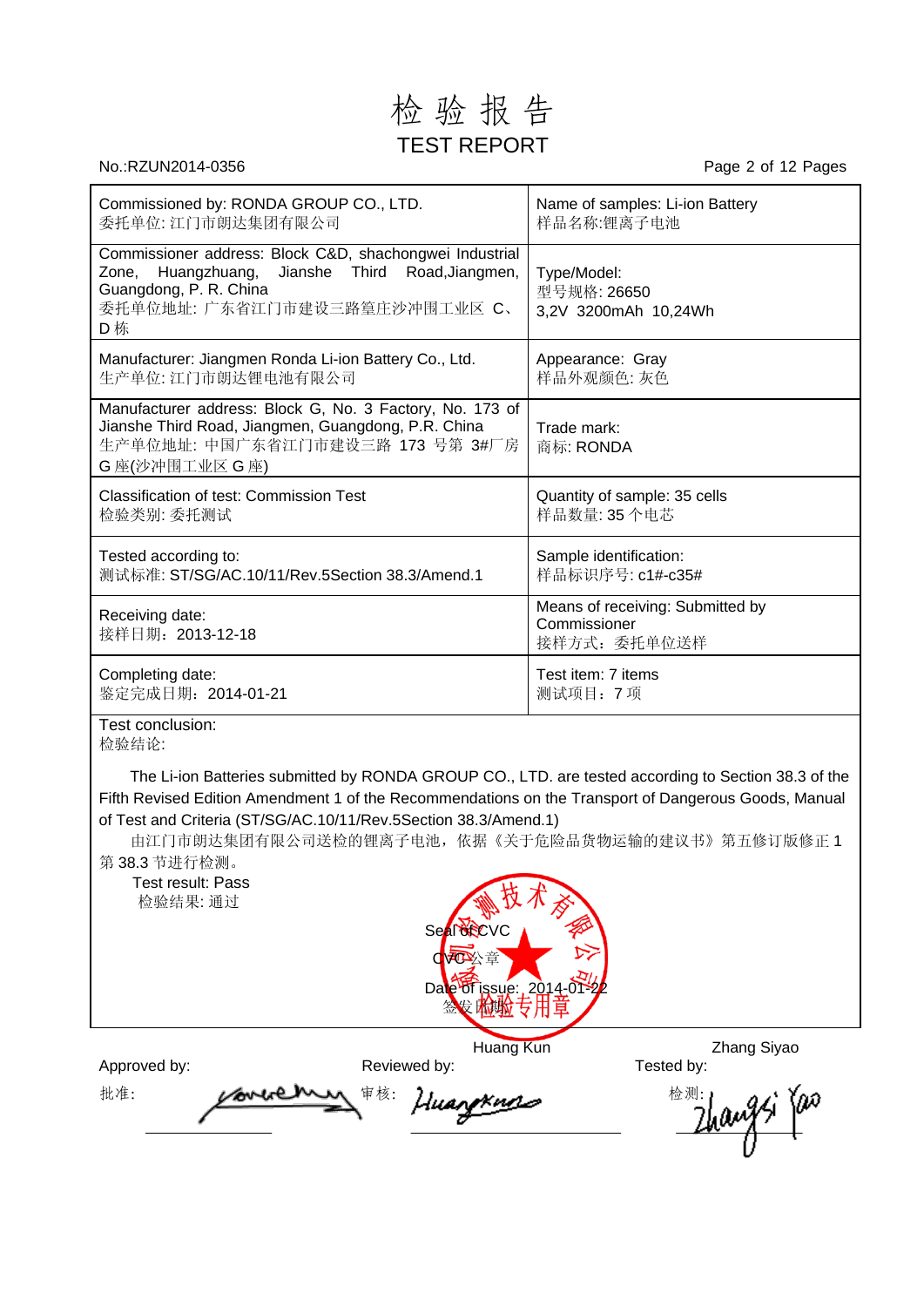# 检 验 报 告

# TEST REPORT

No.:RZUN2014-0356

| Commissioned by: RONDA GROUP CO., LTD.<br>委托单位: 江门市朗达集团有限公司 | Name of samples: Li-ion Battery<br>样品名称:锂离子电池 |
|---|---|
| Commissioner address: Block C&D, shachongwei Industrial Zone, Huangzhuang, Jianshe Third Road,Jiangmen, Guangdong, P. R. China<br>委托单位地址: 广东省江门市建设三路篁庄沙冲围工业区 C、D 栋 | Type/Model:<br>型号规格: 26650<br>3,2V 3200mAh 10,24Wh |
| Manufacturer: Jiangmen Ronda Li-ion Battery Co., Ltd.<br>生产单位: 江门市朗达锂电池有限公司 | Appearance: Gray<br>样品外观颜色: 灰色 |
| Manufacturer address: Block G, No. 3 Factory, No. 173 of Jianshe Third Road, Jiangmen, Guangdong, P.R. China<br>生产单位地址: 中国广东省江门市建设三路 173 号第 3#厂房 G 座(沙冲围工业区 G 座) | Trade mark:<br>商标: RONDA |
| Classification of test: Commission Test<br>检验类别: 委托测试 | Quantity of sample: 35 cells<br>样品数量: 35 个电芯 |
| Tested according to:<br>测试标准: ST/SG/AC.10/11/Rev.5Section 38.3/Amend.1 | Sample identification:<br>样品标识序号: c1#-c35# |
| Receiving date:<br>接样日期：2013-12-18 | Means of receiving: Submitted by Commissioner<br>接样方式：委托单位送样 |
| Completing date:<br>鉴定完成日期：2014-01-21 | Test item: 7 items<br>测试项目：7 项 |

Test conclusion:
检验结论:

The Li-ion Batteries submitted by RONDA GROUP CO., LTD. are tested according to Section 38.3 of the Fifth Revised Edition Amendment 1 of the Recommendations on the Transport of Dangerous Goods, Manual of Test and Criteria (ST/SG/AC.10/11/Rev.5Section 38.3/Amend.1)

由江门市朗达集团有限公司送检的锂离子电池，依据《关于危险品货物运输的建议书》第五修订版修正 1 第 38.3 节进行检测。

Test result: Pass
检验结果: 通过

Seal of CVC
CVC 公章
Date of issue: 2014-01-22
签发日期

Approved by:
批准: [signature]

Reviewed by: Huang Kun
审核: [signature]

Tested by: Zhang Siyao
检测: [signature]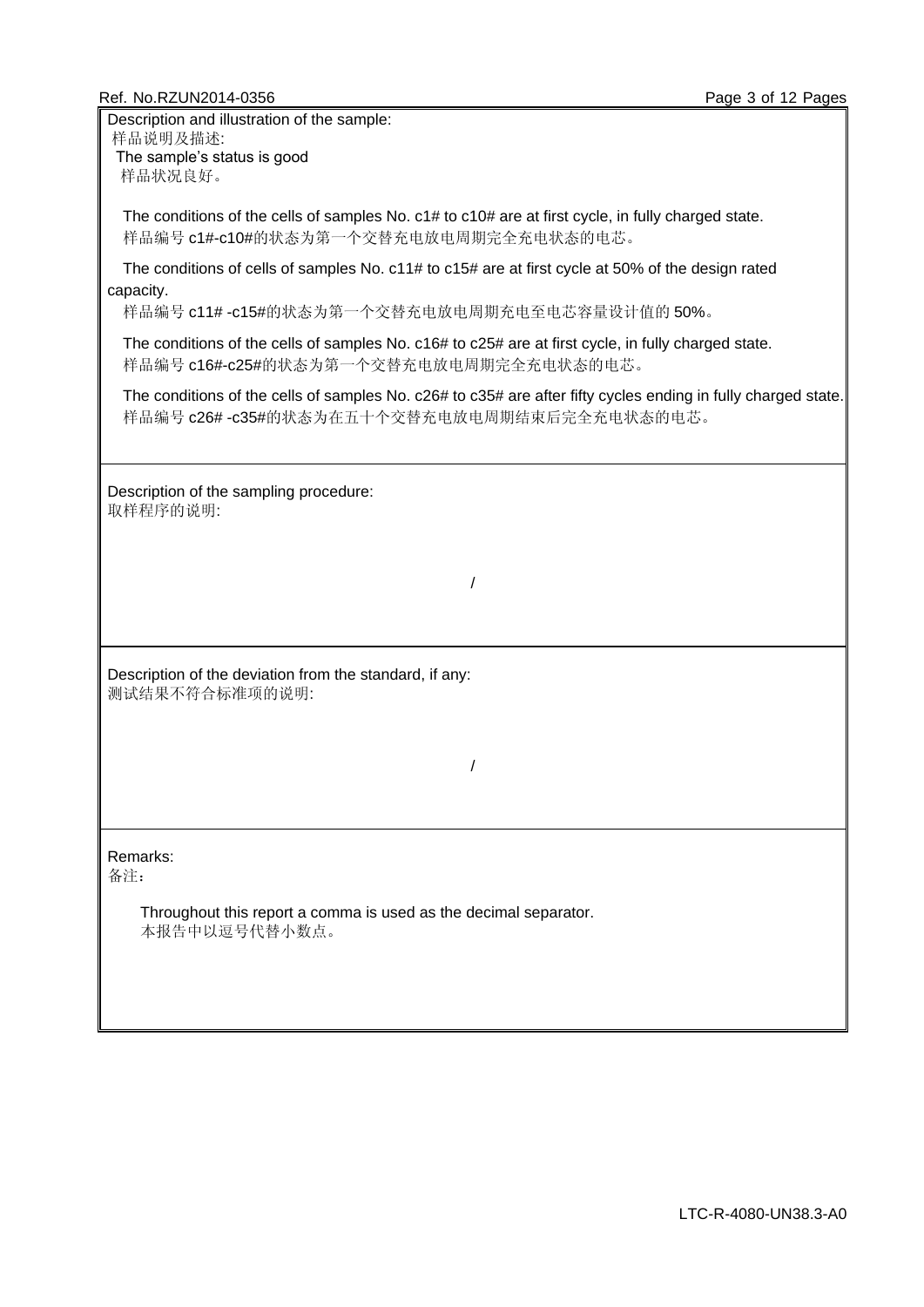Description and illustration of the sample:
样品说明及描述:

The sample's status is good
样品状况良好。

The conditions of the cells of samples No. c1# to c10# are at first cycle, in fully charged state.
样品编号 c1#-c10#的状态为第一个交替充电放电周期完全充电状态的电芯。

The conditions of cells of samples No. c11# to c15# are at first cycle at 50% of the design rated capacity.
样品编号 c11# -c15#的状态为第一个交替充电放电周期充电至电芯容量设计值的 50%。

The conditions of the cells of samples No. c16# to c25# are at first cycle, in fully charged state.
样品编号 c16#-c25#的状态为第一个交替充电放电周期完全充电状态的电芯。

The conditions of the cells of samples No. c26# to c35# are after fifty cycles ending in fully charged state.
样品编号 c26# -c35#的状态为在五十个交替充电放电周期结束后完全充电状态的电芯。

Description of the sampling procedure:
取样程序的说明:

/

Description of the deviation from the standard, if any:
测试结果不符合标准项的说明:

/

Remarks:
备注：

Throughout this report a comma is used as the decimal separator.
本报告中以逗号代替小数点。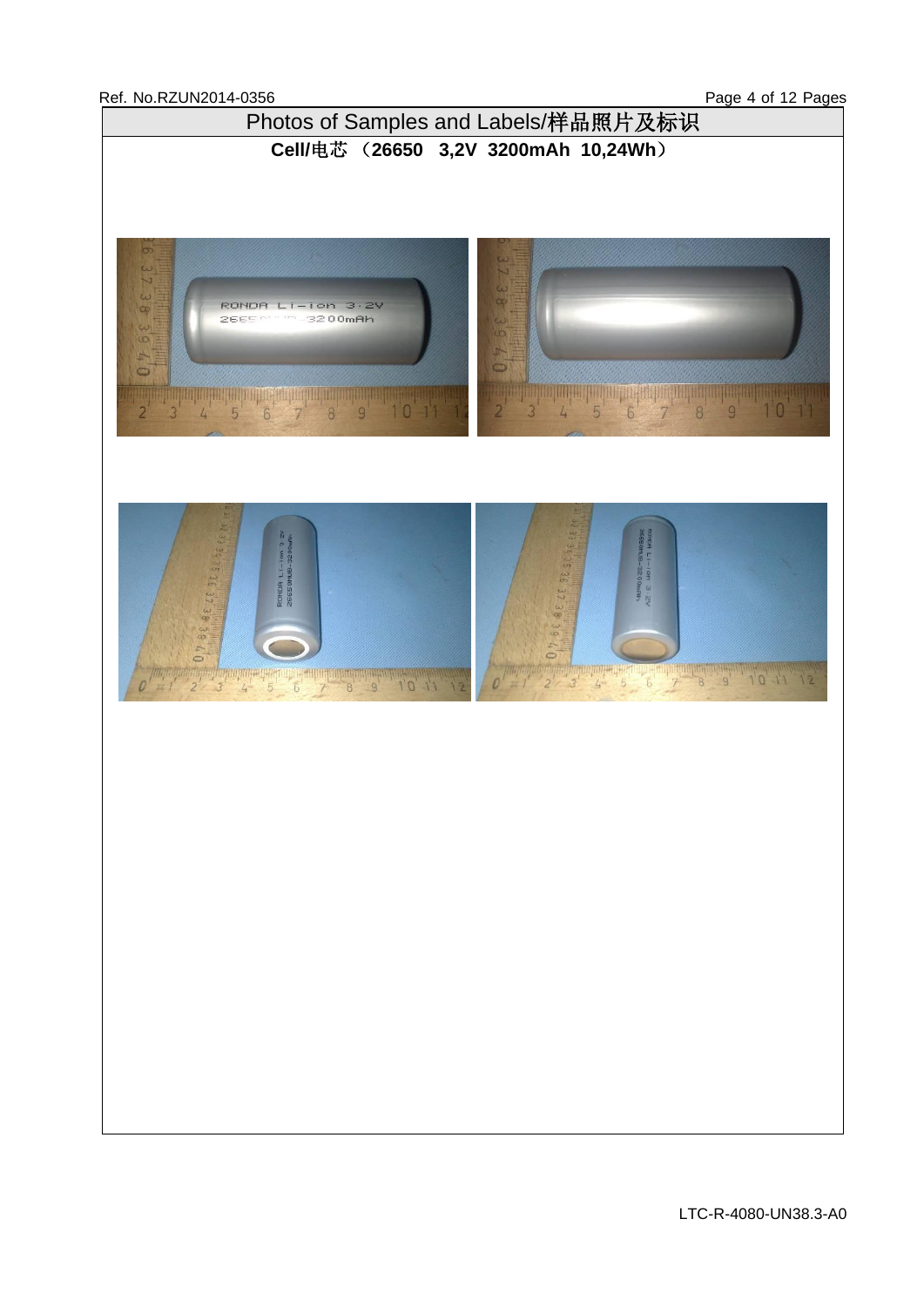# Photos of Samples and Labels/样品照片及标识

**Cell/电芯 （26650 3,2V 3200mAh 10,24Wh）**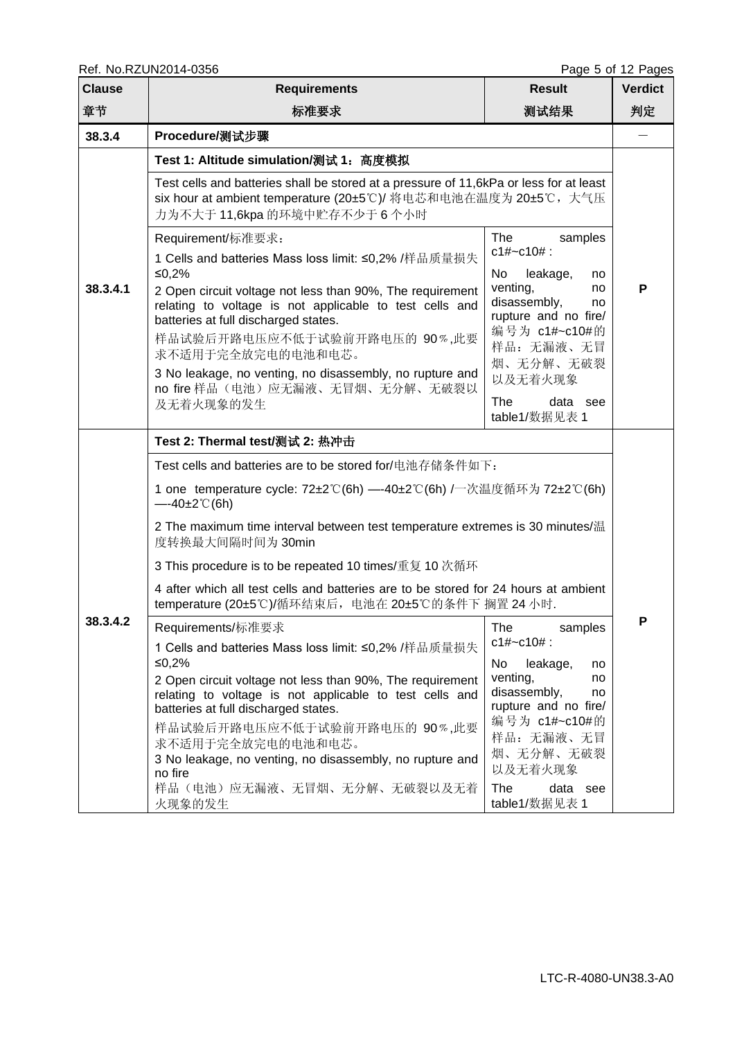| Clause 章节 | Requirements 标准要求 | Result 测试结果 | Verdict 判定 |
|---|---|---|---|
| **38.3.4** | **Procedure/测试步骤** | | — |
| **38.3.4.1** | **Test 1: Altitude simulation/测试 1：高度模拟** | | **P** |
| | Test cells and batteries shall be stored at a pressure of 11,6kPa or less for at least six hour at ambient temperature (20±5℃)/ 将电芯和电池在温度为 20±5℃，大气压力为不大于 11,6kpa 的环境中贮存不少于 6 个小时 | | |
| | Requirement/标准要求：<br>1 Cells and batteries Mass loss limit: ≤0,2% /样品质量损失≤0,2%<br>2 Open circuit voltage not less than 90%, The requirement relating to voltage is not applicable to test cells and batteries at full discharged states.<br>样品试验后开路电压应不低于试验前开路电压的 90％,此要求不适用于完全放完电的电池和电芯。<br>3 No leakage, no venting, no disassembly, no rupture and no fire 样品（电池）应无漏液、无冒烟、无分解、无破裂以及无着火现象的发生 | The samples c1#~c10# :<br>No leakage, no venting, no disassembly, no rupture and no fire/ 编号为 c1#~c10#的样品：无漏液、无冒烟、无分解、无破裂以及无着火现象<br>The data see table1/数据见表 1 | |
| **38.3.4.2** | **Test 2: Thermal test/测试 2: 热冲击** | | **P** |
| | Test cells and batteries are to be stored for/电池存储条件如下： | | |
| | 1 one temperature cycle: 72±2℃(6h) —-40±2℃(6h) /一次温度循环为 72±2℃(6h) —-40±2℃(6h) | | |
| | 2 The maximum time interval between test temperature extremes is 30 minutes/温度转换最大间隔时间为 30min | | |
| | 3 This procedure is to be repeated 10 times/重复 10 次循环 | | |
| | 4 after which all test cells and batteries are to be stored for 24 hours at ambient temperature (20±5℃)/循环结束后，电池在 20±5℃的条件下 搁置 24 小时. | | |
| | Requirements/标准要求<br>1 Cells and batteries Mass loss limit: ≤0,2% /样品质量损失≤0,2%<br>2 Open circuit voltage not less than 90%, The requirement relating to voltage is not applicable to test cells and batteries at full discharged states.<br>样品试验后开路电压应不低于试验前开路电压的 90％,此要求不适用于完全放完电的电池和电芯。<br>3 No leakage, no venting, no disassembly, no rupture and no fire<br>样品（电池）应无漏液、无冒烟、无分解、无破裂以及无着火现象的发生 | The samples c1#~c10# :<br>No leakage, no venting, no disassembly, no rupture and no fire/ 编号为 c1#~c10#的样品：无漏液、无冒烟、无分解、无破裂以及无着火现象<br>The data see table1/数据见表 1 | |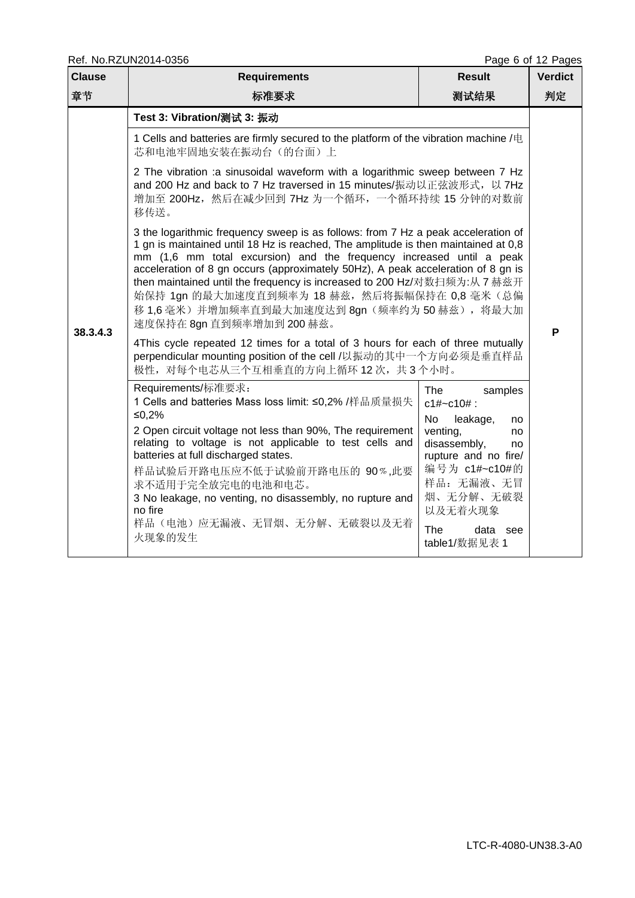| Clause<br>章节 | Requirements<br>标准要求 | Result<br>测试结果 | Verdict<br>判定 |
|---|---|---|---|
| 38.3.4.3 | **Test 3: Vibration/测试 3: 振动**<br>1 Cells and batteries are firmly secured to the platform of the vibration machine /电芯和电池牢固地安装在振动台（的台面）上<br>2 The vibration :a sinusoidal waveform with a logarithmic sweep between 7 Hz and 200 Hz and back to 7 Hz traversed in 15 minutes/振动以正弦波形式，以 7Hz 增加至 200Hz，然后在减少回到 7Hz 为一个循环，一个循环持续 15 分钟的对数前移传送。<br>3 the logarithmic frequency sweep is as follows: from 7 Hz a peak acceleration of 1 gn is maintained until 18 Hz is reached, The amplitude is then maintained at 0,8 mm (1,6 mm total excursion) and the frequency increased until a peak acceleration of 8 gn occurs (approximately 50Hz), A peak acceleration of 8 gn is then maintained until the frequency is increased to 200 Hz/对数扫频为:从 7 赫兹开始保持 1gn 的最大加速度直到频率为 18 赫兹，然后将振幅保持在 0,8 毫米（总偏移 1,6 毫米）并增加频率直到最大加速度达到 8gn（频率约为 50 赫兹），将最大加速度保持在 8gn 直到频率增加到 200 赫兹。<br>4This cycle repeated 12 times for a total of 3 hours for each of three mutually perpendicular mounting position of the cell /以振动的其中一个方向必须是垂直样品极性，对每个电芯从三个互相垂直的方向上循环 12 次，共 3 个小时。 | | P |
| | Requirements/标准要求：<br>1 Cells and batteries Mass loss limit: ≤0,2% /样品质量损失≤0,2%<br>2 Open circuit voltage not less than 90%, The requirement relating to voltage is not applicable to test cells and batteries at full discharged states.<br>样品试验后开路电压应不低于试验前开路电压的 90％,此要求不适用于完全放完电的电池和电芯。<br>3 No leakage, no venting, no disassembly, no rupture and no fire<br>样品（电池）应无漏液、无冒烟、无分解、无破裂以及无着火现象的发生 | The samples c1#~c10# :<br>No leakage, no venting, no disassembly, no rupture and no fire/<br>编号为 c1#~c10#的样品：无漏液、无冒烟、无分解、无破裂以及无着火现象<br>The data see table1/数据见表 1 | |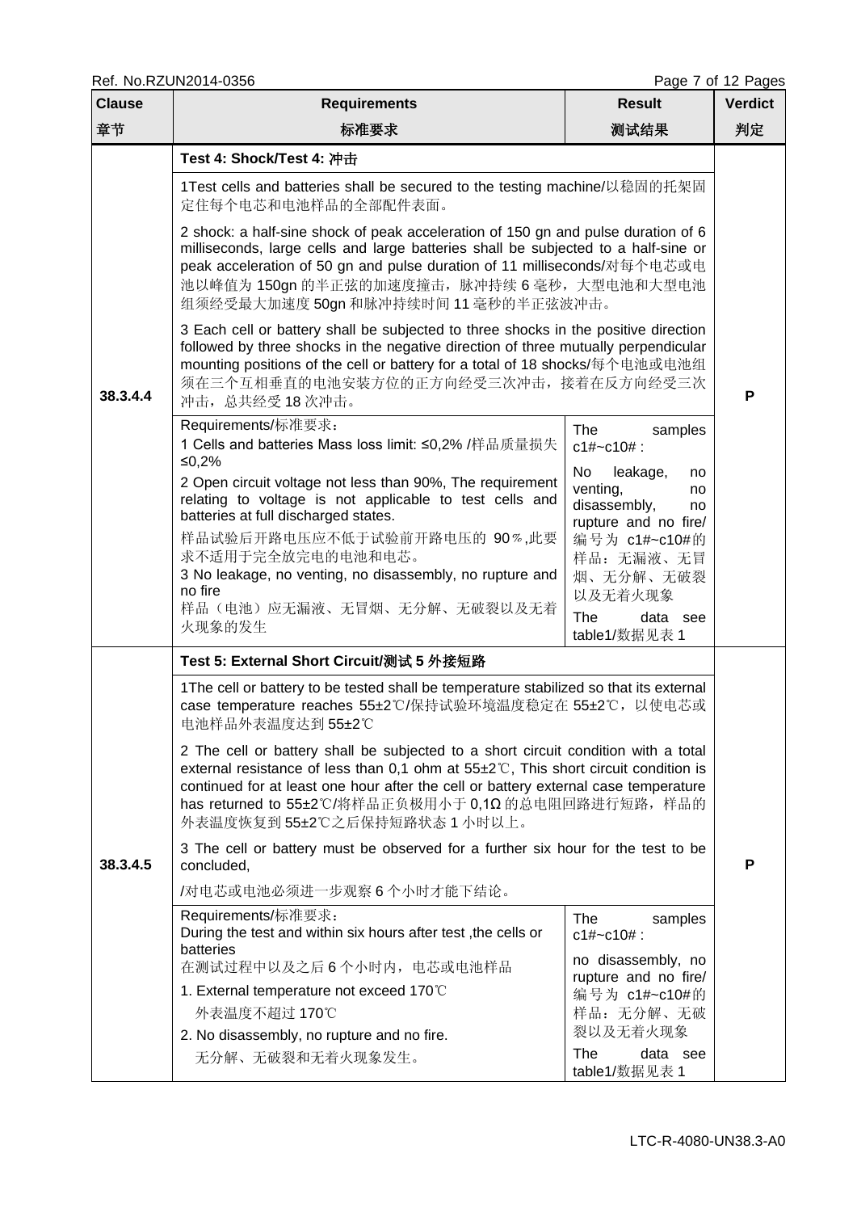| Clause 章节 | Requirements 标准要求 | Result 测试结果 | Verdict 判定 |
|---|---|---|---|
| 38.3.4.4 | **Test 4: Shock/Test 4: 冲击**<br>1Test cells and batteries shall be secured to the testing machine/以稳固的托架固定住每个电芯和电池样品的全部配件表面。<br>2 shock: a half-sine shock of peak acceleration of 150 gn and pulse duration of 6 milliseconds, large cells and large batteries shall be subjected to a half-sine or peak acceleration of 50 gn and pulse duration of 11 milliseconds/对每个电芯或电池以峰值为 150gn 的半正弦的加速度撞击，脉冲持续 6 毫秒，大型电池和大型电池组须经受最大加速度 50gn 和脉冲持续时间 11 毫秒的半正弦波冲击。<br>3 Each cell or battery shall be subjected to three shocks in the positive direction followed by three shocks in the negative direction of three mutually perpendicular mounting positions of the cell or battery for a total of 18 shocks/每个电池或电池组须在三个互相垂直的电池安装方位的正方向经受三次冲击，接着在反方向经受三次冲击，总共经受 18 次冲击。<br>Requirements/标准要求：<br>1 Cells and batteries Mass loss limit: ≤0,2% /样品质量损失≤0,2%<br>2 Open circuit voltage not less than 90%, The requirement relating to voltage is not applicable to test cells and batteries at full discharged states.<br>样品试验后开路电压应不低于试验前开路电压的 90％,此要求不适用于完全放完电的电池和电芯。<br>3 No leakage, no venting, no disassembly, no rupture and no fire<br>样品（电池）应无漏液、无冒烟、无分解、无破裂以及无着火现象的发生 | The samples c1#~c10# :<br>No leakage, no venting, no disassembly, no rupture and no fire/ 编号为 c1#~c10#的样品：无漏液、无冒烟、无分解、无破裂以及无着火现象<br>The data see table1/数据见表 1 | P |
| 38.3.4.5 | **Test 5: External Short Circuit/测试 5 外接短路**<br>1The cell or battery to be tested shall be temperature stabilized so that its external case temperature reaches 55±2℃/保持试验环境温度稳定在 55±2℃，以使电芯或电池样品外表温度达到 55±2℃<br>2 The cell or battery shall be subjected to a short circuit condition with a total external resistance of less than 0,1 ohm at 55±2℃, This short circuit condition is continued for at least one hour after the cell or battery external case temperature has returned to 55±2℃/将样品正负极用小于 0,1Ω 的总电阻回路进行短路，样品的外表温度恢复到 55±2℃之后保持短路状态 1 小时以上。<br>3 The cell or battery must be observed for a further six hour for the test to be concluded,<br>/对电芯或电池必须进一步观察 6 个小时才能下结论。<br>Requirements/标准要求：<br>During the test and within six hours after test ,the cells or batteries<br>在测试过程中以及之后 6 个小时内，电芯或电池样品<br>1. External temperature not exceed 170℃<br>外表温度不超过 170℃<br>2. No disassembly, no rupture and no fire.<br>无分解、无破裂和无着火现象发生。 | The samples c1#~c10# :<br>no disassembly, no rupture and no fire/ 编号为 c1#~c10#的样品：无分解、无破裂以及无着火现象<br>The data see table1/数据见表 1 | P |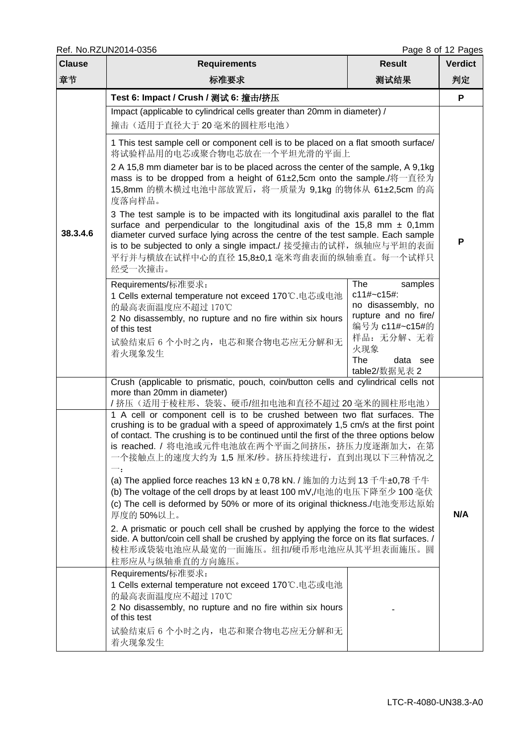| Clause 章节 | Requirements 标准要求 | Result 测试结果 | Verdict 判定 |
|---|---|---|---|
| | **Test 6: Impact / Crush / 测试 6: 撞击/挤压** | | **P** |
| 38.3.4.6 | Impact (applicable to cylindrical cells greater than 20mm in diameter) / 撞击（适用于直径大于 20 毫米的圆柱形电池） | | **P** |
| | 1 This test sample cell or component cell is to be placed on a flat smooth surface/ 将试验样品用的电芯或聚合物电芯放在一个平坦光滑的平面上<br>2 A 15,8 mm diameter bar is to be placed across the center of the sample, A 9,1kg mass is to be dropped from a height of 61±2,5cm onto the sample./将一直径为 15,8mm 的横木横过电池中部放置后，将一质量为 9,1kg 的物体从 61±2,5cm 的高度落向样品。<br>3 The test sample is to be impacted with its longitudinal axis parallel to the flat surface and perpendicular to the longitudinal axis of the 15,8 mm ± 0,1mm diameter curved surface lying across the centre of the test sample. Each sample is to be subjected to only a single impact./ 接受撞击的试样，纵轴应与平坦的表面平行并与横放在试样中心的直径 15,8±0,1 毫米弯曲表面的纵轴垂直。每一个试样只经受一次撞击。 | | |
| | Requirements/标准要求：<br>1 Cells external temperature not exceed 170℃.电芯或电池的最高表面温度应不超过 170℃<br>2 No disassembly, no rupture and no fire within six hours of this test<br>试验结束后 6 个小时之内，电芯和聚合物电芯应无分解和无着火现象发生 | The samples c11#~c15#: no disassembly, no rupture and no fire/ 编号为 c11#~c15#的样品：无分解、无着火现象<br>The data see table2/数据见表 2 | |
| | Crush (applicable to prismatic, pouch, coin/button cells and cylindrical cells not more than 20mm in diameter)<br>/ 挤压（适用于棱柱形、袋装、硬币/纽扣电池和直径不超过 20 毫米的圆柱形电池） | | **N/A** |
| | 1 A cell or component cell is to be crushed between two flat surfaces. The crushing is to be gradual with a speed of approximately 1,5 cm/s at the first point of contact. The crushing is to be continued until the first of the three options below is reached. / 将电池或元件电池放在两个平面之间挤压，挤压力度逐渐加大，在第一个接触点上的速度大约为 1,5 厘米/秒。挤压持续进行，直到出现以下三种情况之一：<br>(a) The applied force reaches 13 kN ± 0,78 kN. / 施加的力达到 13 千牛±0,78 千牛<br>(b) The voltage of the cell drops by at least 100 mV,/电池的电压下降至少 100 毫伏<br>(c) The cell is deformed by 50% or more of its original thickness./电池变形达原始厚度的 50%以上。<br>2. A prismatic or pouch cell shall be crushed by applying the force to the widest side. A button/coin cell shall be crushed by applying the force on its flat surfaces. / 棱柱形或袋装电池应从最宽的一面施压。纽扣/硬币形电池应从其平坦表面施压。圆柱形应从与纵轴垂直的方向施压。 | | |
| | Requirements/标准要求：<br>1 Cells external temperature not exceed 170℃.电芯或电池的最高表面温度应不超过 170℃<br>2 No disassembly, no rupture and no fire within six hours of this test<br>试验结束后 6 个小时之内，电芯和聚合物电芯应无分解和无着火现象发生 | - | |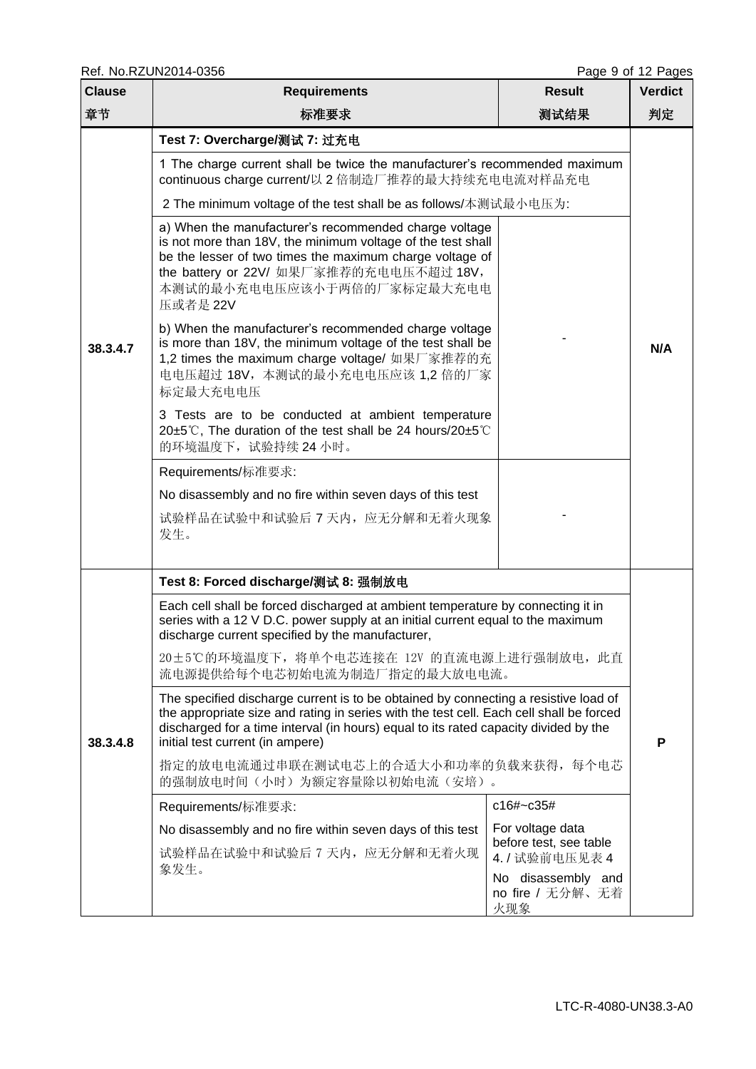| Clause<br>章节 | Requirements<br>标准要求 | Result<br>测试结果 | Verdict<br>判定 |
|---|---|---|---|
| 38.3.4.7 | **Test 7: Overcharge/测试 7: 过充电** | | N/A |
| | 1 The charge current shall be twice the manufacturer's recommended maximum continuous charge current/以 2 倍制造厂推荐的最大持续充电电流对样品充电 | | |
| | 2 The minimum voltage of the test shall be as follows/本测试最小电压为: | | |
| | a) When the manufacturer's recommended charge voltage is not more than 18V, the minimum voltage of the test shall be the lesser of two times the maximum charge voltage of the battery or 22V/ 如果厂家推荐的充电电压不超过 18V，本测试的最小充电电压应该小于两倍的厂家标定最大充电电压或者是 22V<br>b) When the manufacturer's recommended charge voltage is more than 18V, the minimum voltage of the test shall be 1,2 times the maximum charge voltage/ 如果厂家推荐的充电电压超过 18V，本测试的最小充电电压应该 1,2 倍的厂家标定最大充电电压<br>3 Tests are to be conducted at ambient temperature 20±5℃, The duration of the test shall be 24 hours/20±5℃的环境温度下，试验持续 24 小时。 | - | |
| | Requirements/标准要求:<br>No disassembly and no fire within seven days of this test<br>试验样品在试验中和试验后 7 天内，应无分解和无着火现象发生。 | - | |
| 38.3.4.8 | **Test 8: Forced discharge/测试 8: 强制放电** | | P |
| | Each cell shall be forced discharged at ambient temperature by connecting it in series with a 12 V D.C. power supply at an initial current equal to the maximum discharge current specified by the manufacturer,<br>20±5℃的环境温度下，将单个电芯连接在 12V 的直流电源上进行强制放电，此直流电源提供给每个电芯初始电流为制造厂指定的最大放电电流。 | | |
| | The specified discharge current is to be obtained by connecting a resistive load of the appropriate size and rating in series with the test cell. Each cell shall be forced discharged for a time interval (in hours) equal to its rated capacity divided by the initial test current (in ampere)<br>指定的放电电流通过串联在测试电芯上的合适大小和功率的负载来获得，每个电芯的强制放电时间（小时）为额定容量除以初始电流（安培）。 | | |
| | Requirements/标准要求:<br>No disassembly and no fire within seven days of this test<br>试验样品在试验中和试验后 7 天内，应无分解和无着火现象发生。 | c16#~c35#<br>For voltage data before test, see table 4. / 试验前电压见表 4<br>No disassembly and no fire / 无分解、无着火现象 | |

LTC-R-4080-UN38.3-A0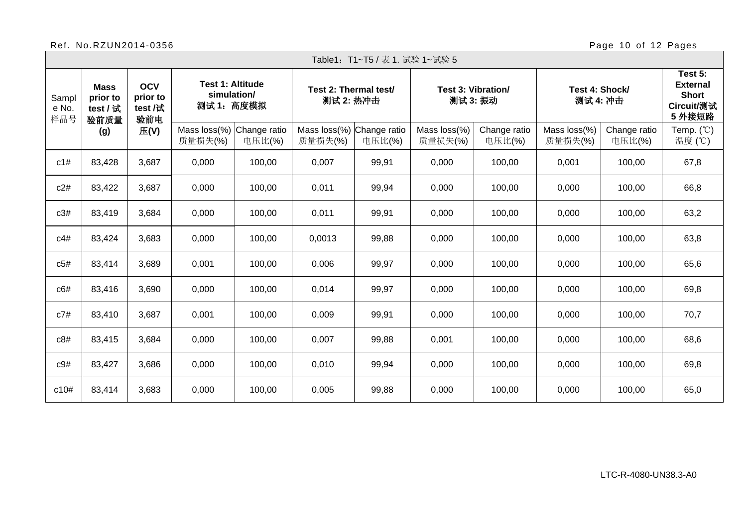| Sample No. 样品号 | Mass prior to test / 试验前质量 (g) | OCV prior to test /试验前电压(V) | Test 1: Altitude simulation/ 测试 1：高度模拟 | | Test 2: Thermal test/ 测试 2: 热冲击 | | Test 3: Vibration/ 测试 3: 振动 | | Test 4: Shock/ 测试 4: 冲击 | | Test 5: External Short Circuit/测试 5 外接短路 |
|---|---|---|---|---|---|---|---|---|---|---|---|
| | | | Mass loss(%) 质量损失(%) | Change ratio 电压比(%) | Mass loss(%) 质量损失(%) | Change ratio 电压比(%) | Mass loss(%) 质量损失(%) | Change ratio 电压比(%) | Mass loss(%) 质量损失(%) | Change ratio 电压比(%) | Temp. (℃) 温度 (℃) |
| c1# | 83,428 | 3,687 | 0,000 | 100,00 | 0,007 | 99,91 | 0,000 | 100,00 | 0,001 | 100,00 | 67,8 |
| c2# | 83,422 | 3,687 | 0,000 | 100,00 | 0,011 | 99,94 | 0,000 | 100,00 | 0,000 | 100,00 | 66,8 |
| c3# | 83,419 | 3,684 | 0,000 | 100,00 | 0,011 | 99,91 | 0,000 | 100,00 | 0,000 | 100,00 | 63,2 |
| c4# | 83,424 | 3,683 | 0,000 | 100,00 | 0,0013 | 99,88 | 0,000 | 100,00 | 0,000 | 100,00 | 63,8 |
| c5# | 83,414 | 3,689 | 0,001 | 100,00 | 0,006 | 99,97 | 0,000 | 100,00 | 0,000 | 100,00 | 65,6 |
| c6# | 83,416 | 3,690 | 0,000 | 100,00 | 0,014 | 99,97 | 0,000 | 100,00 | 0,000 | 100,00 | 69,8 |
| c7# | 83,410 | 3,687 | 0,001 | 100,00 | 0,009 | 99,91 | 0,000 | 100,00 | 0,000 | 100,00 | 70,7 |
| c8# | 83,415 | 3,684 | 0,000 | 100,00 | 0,007 | 99,88 | 0,001 | 100,00 | 0,000 | 100,00 | 68,6 |
| c9# | 83,427 | 3,686 | 0,000 | 100,00 | 0,010 | 99,94 | 0,000 | 100,00 | 0,000 | 100,00 | 69,8 |
| c10# | 83,414 | 3,683 | 0,000 | 100,00 | 0,005 | 99,88 | 0,000 | 100,00 | 0,000 | 100,00 | 65,0 |

Table1：T1~T5 / 表 1. 试验 1~试验 5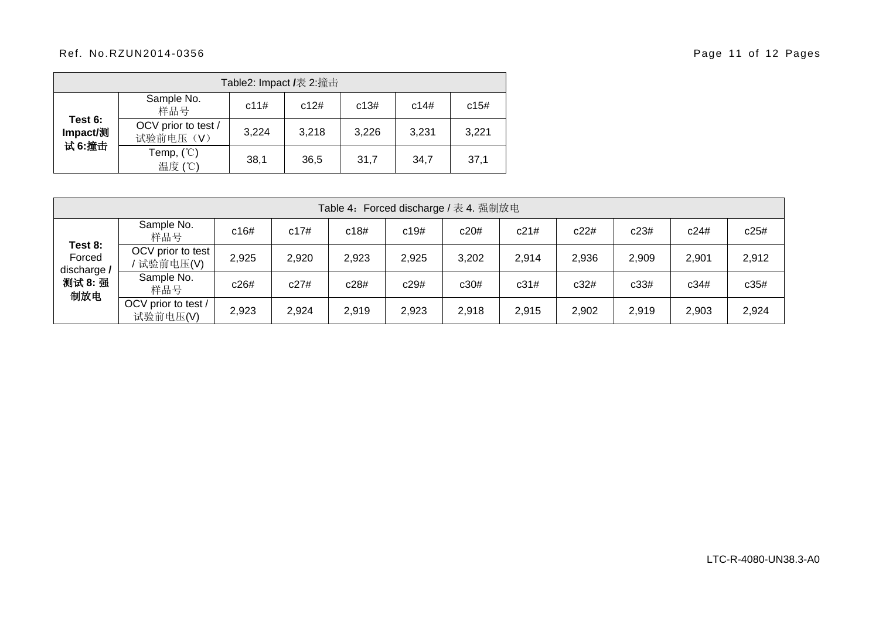| Table2: Impact /表 2:撞击 | | | | | | |
|---|---|---|---|---|---|---|
| **Test 6: Impact/测试 6:撞击** | Sample No. 样品号 | c11# | c12# | c13# | c14# | c15# |
| | OCV prior to test / 试验前电压（V） | 3,224 | 3,218 | 3,226 | 3,231 | 3,221 |
| | Temp, (℃) 温度 (℃) | 38,1 | 36,5 | 31,7 | 34,7 | 37,1 |

| Table 4：Forced discharge / 表 4. 强制放电 | | | | | | | | | | | |
|---|---|---|---|---|---|---|---|---|---|---|---|
| **Test 8:** Forced discharge **/ 测试 8: 强制放电** | Sample No. 样品号 | c16# | c17# | c18# | c19# | c20# | c21# | c22# | c23# | c24# | c25# |
| | OCV prior to test / 试验前电压(V) | 2,925 | 2,920 | 2,923 | 2,925 | 3,202 | 2,914 | 2,936 | 2,909 | 2,901 | 2,912 |
| | Sample No. 样品号 | c26# | c27# | c28# | c29# | c30# | c31# | c32# | c33# | c34# | c35# |
| | OCV prior to test / 试验前电压(V) | 2,923 | 2,924 | 2,919 | 2,923 | 2,918 | 2,915 | 2,902 | 2,919 | 2,903 | 2,924 |

LTC-R-4080-UN38.3-A0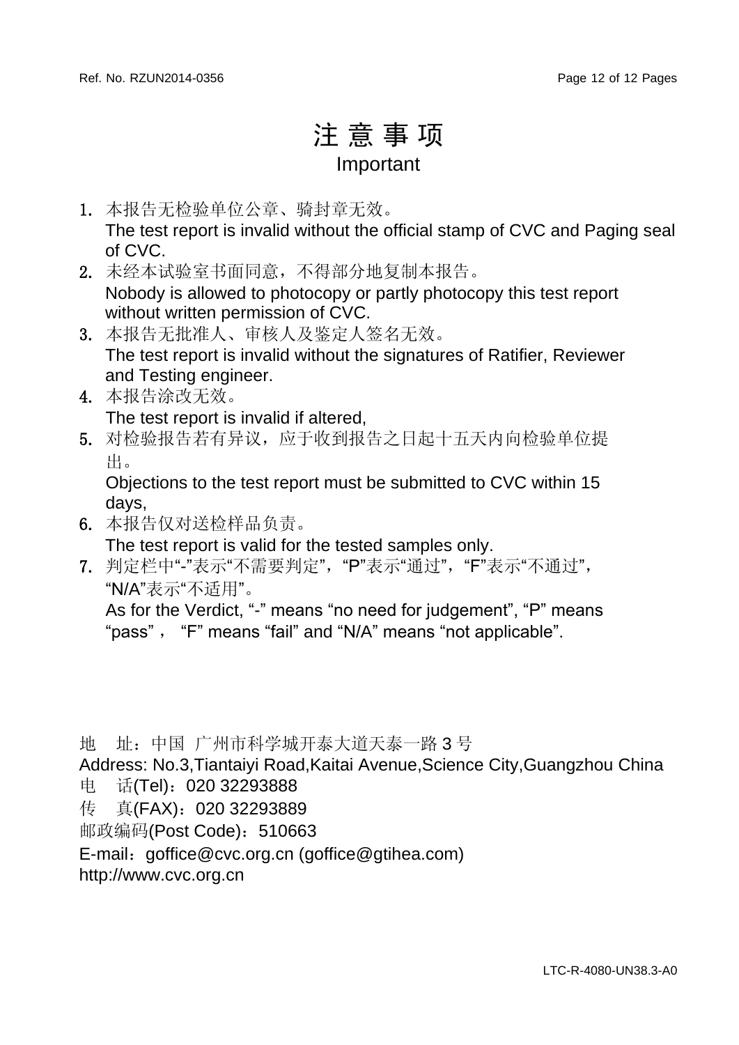# 注 意 事 项

## Important

1. 本报告无检验单位公章、骑封章无效。
   The test report is invalid without the official stamp of CVC and Paging seal of CVC.
2. 未经本试验室书面同意，不得部分地复制本报告。
   Nobody is allowed to photocopy or partly photocopy this test report without written permission of CVC.
3. 本报告无批准人、审核人及鉴定人签名无效。
   The test report is invalid without the signatures of Ratifier, Reviewer and Testing engineer.
4. 本报告涂改无效。
   The test report is invalid if altered,
5. 对检验报告若有异议，应于收到报告之日起十五天内向检验单位提出。
   Objections to the test report must be submitted to CVC within 15 days,
6. 本报告仅对送检样品负责。
   The test report is valid for the tested samples only.
7. 判定栏中“-”表示“不需要判定”，“P”表示“通过”，“F”表示“不通过”，“N/A”表示“不适用”。
   As for the Verdict, “-” means “no need for judgement”, “P” means “pass”， “F” means “fail” and “N/A” means “not applicable”.

地　址：中国 广州市科学城开泰大道天泰一路 3 号
Address: No.3,Tiantaiyi Road,Kaitai Avenue,Science City,Guangzhou China
电　话(Tel)：020 32293888
传　真(FAX)：020 32293889
邮政编码(Post Code)：510663
E-mail：goffice@cvc.org.cn (goffice@gtihea.com)
http://www.cvc.org.cn

LTC-R-4080-UN38.3-A0